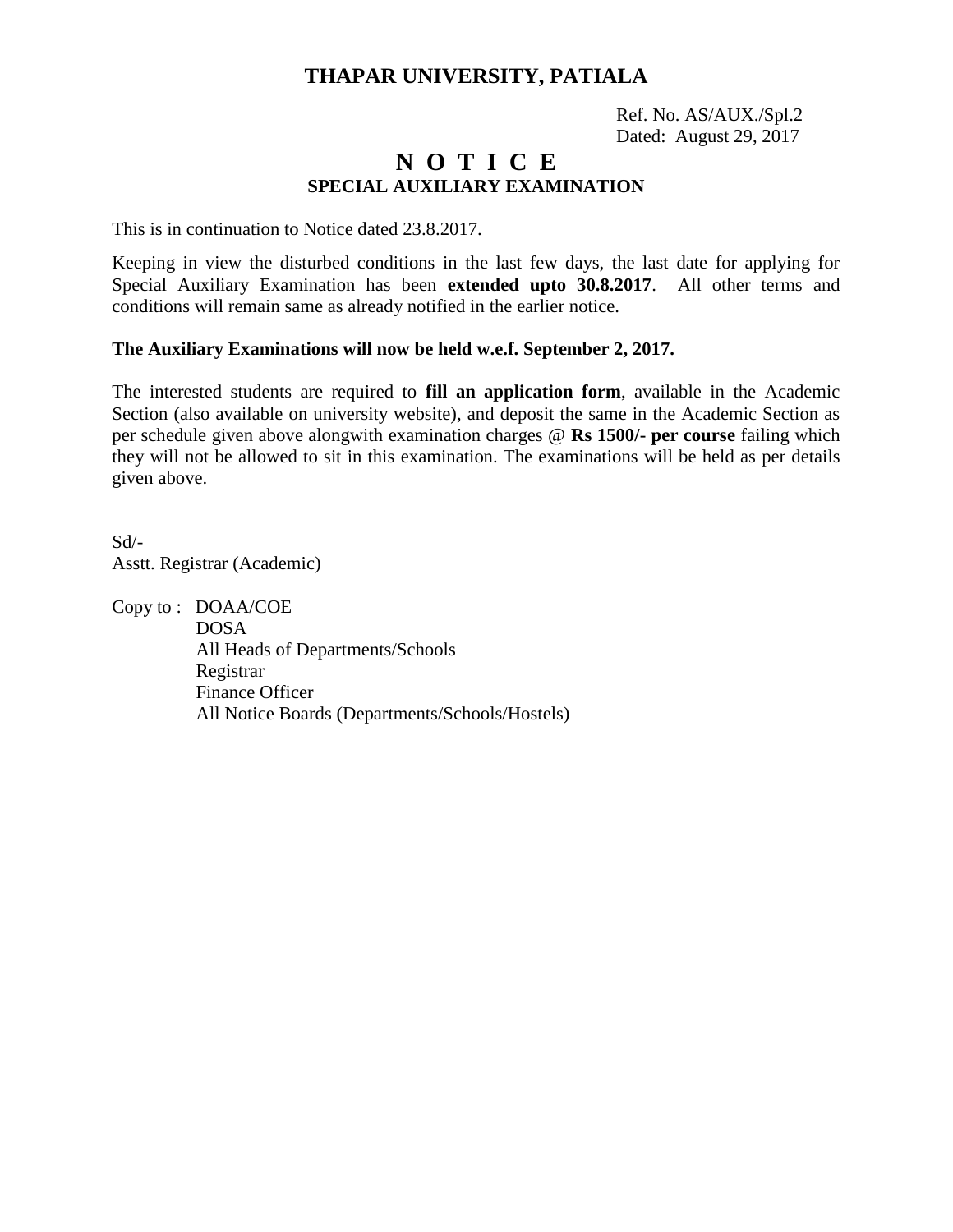# THAPAR UNIVERSITY, PATIALA

Ref. No. AS/AUX./Spl.2
Dated: August 29, 2017

## N O T I C E
### SPECIAL AUXILIARY EXAMINATION

This is in continuation to Notice dated 23.8.2017.

Keeping in view the disturbed conditions in the last few days, the last date for applying for Special Auxiliary Examination has been **extended upto 30.8.2017**. All other terms and conditions will remain same as already notified in the earlier notice.

**The Auxiliary Examinations will now be held w.e.f. September 2, 2017.**

The interested students are required to **fill an application form**, available in the Academic Section (also available on university website), and deposit the same in the Academic Section as per schedule given above alongwith examination charges @ **Rs 1500/- per course** failing which they will not be allowed to sit in this examination. The examinations will be held as per details given above.

Sd/-
Asstt. Registrar (Academic)

Copy to :
DOAA/COE
DOSA
All Heads of Departments/Schools
Registrar
Finance Officer
All Notice Boards (Departments/Schools/Hostels)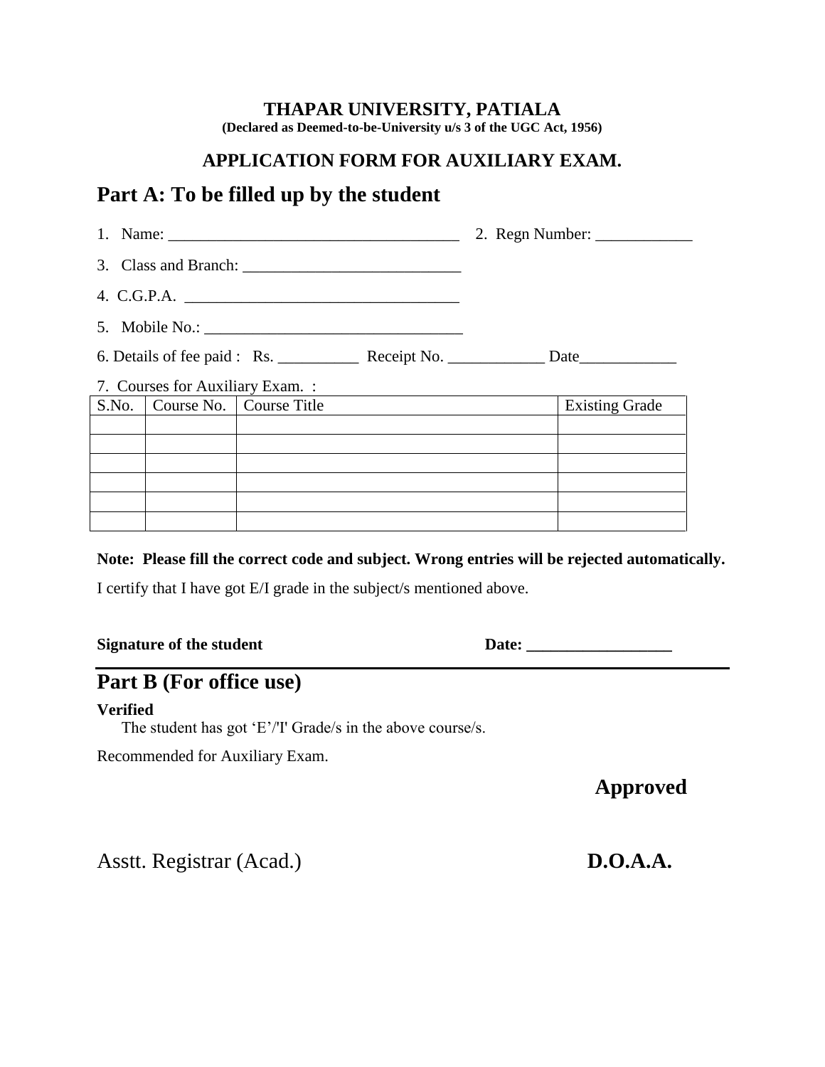**THAPAR UNIVERSITY, PATIALA**
**(Declared as Deemed-to-be-University u/s 3 of the UGC Act, 1956)**

**APPLICATION FORM FOR AUXILIARY EXAM.**

## Part A: To be filled up by the student

1. Name: ____________________________________ 2. Regn Number: ____________

3. Class and Branch: ___________________________

4. C.G.P.A. _________________________________

5. Mobile No.: ________________________________

6. Details of fee paid : Rs. __________ Receipt No. ____________ Date____________

7. Courses for Auxiliary Exam. :

| S.No. | Course No. | Course Title | Existing Grade |
|---|---|---|---|
| | | | |
| | | | |
| | | | |
| | | | |
| | | | |
| | | | |

**Note: Please fill the correct code and subject. Wrong entries will be rejected automatically.**

I certify that I have got E/I grade in the subject/s mentioned above.

**Signature of the student** **Date: __________________**

## Part B (For office use)

**Verified**

The student has got 'E'/'I' Grade/s in the above course/s.

Recommended for Auxiliary Exam.

**Approved**

Asstt. Registrar (Acad.) **D.O.A.A.**